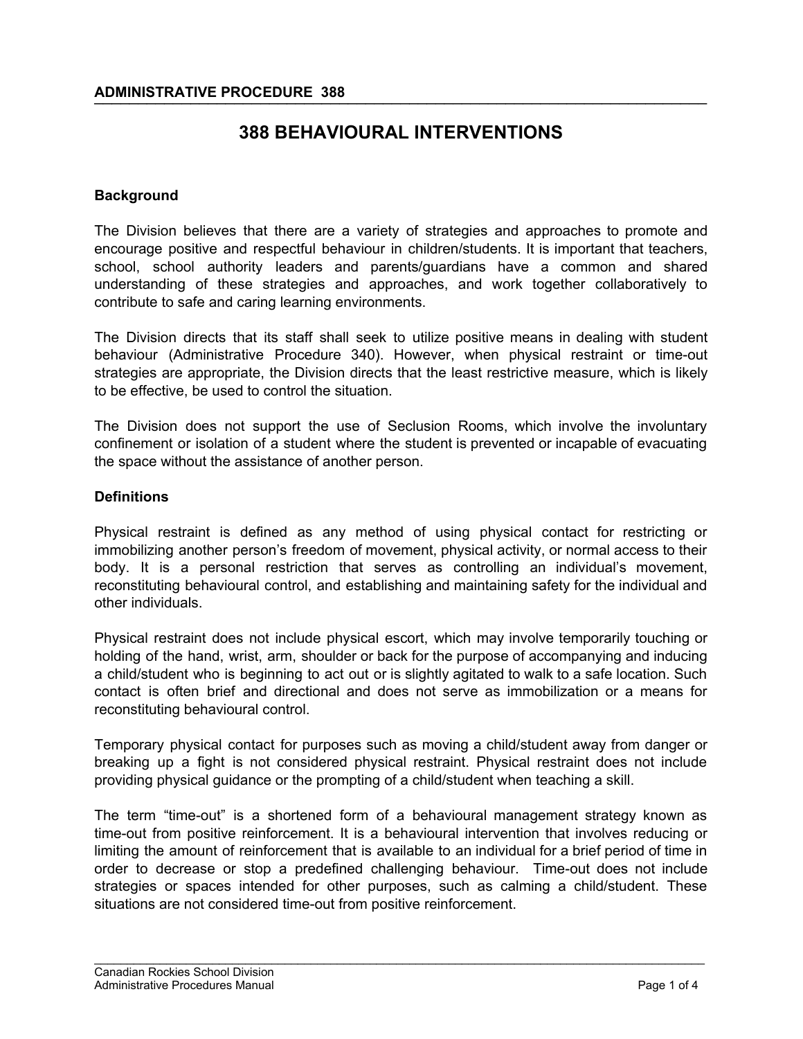**ADMINISTRATIVE PROCEDURE 388**

# 388 BEHAVIOURAL INTERVENTIONS

## Background

The Division believes that there are a variety of strategies and approaches to promote and encourage positive and respectful behaviour in children/students. It is important that teachers, school, school authority leaders and parents/guardians have a common and shared understanding of these strategies and approaches, and work together collaboratively to contribute to safe and caring learning environments.

The Division directs that its staff shall seek to utilize positive means in dealing with student behaviour (Administrative Procedure 340). However, when physical restraint or time-out strategies are appropriate, the Division directs that the least restrictive measure, which is likely to be effective, be used to control the situation.

The Division does not support the use of Seclusion Rooms, which involve the involuntary confinement or isolation of a student where the student is prevented or incapable of evacuating the space without the assistance of another person.

## Definitions

Physical restraint is defined as any method of using physical contact for restricting or immobilizing another person's freedom of movement, physical activity, or normal access to their body. It is a personal restriction that serves as controlling an individual's movement, reconstituting behavioural control, and establishing and maintaining safety for the individual and other individuals.

Physical restraint does not include physical escort, which may involve temporarily touching or holding of the hand, wrist, arm, shoulder or back for the purpose of accompanying and inducing a child/student who is beginning to act out or is slightly agitated to walk to a safe location. Such contact is often brief and directional and does not serve as immobilization or a means for reconstituting behavioural control.

Temporary physical contact for purposes such as moving a child/student away from danger or breaking up a fight is not considered physical restraint. Physical restraint does not include providing physical guidance or the prompting of a child/student when teaching a skill.

The term "time-out" is a shortened form of a behavioural management strategy known as time-out from positive reinforcement. It is a behavioural intervention that involves reducing or limiting the amount of reinforcement that is available to an individual for a brief period of time in order to decrease or stop a predefined challenging behaviour. Time-out does not include strategies or spaces intended for other purposes, such as calming a child/student. These situations are not considered time-out from positive reinforcement.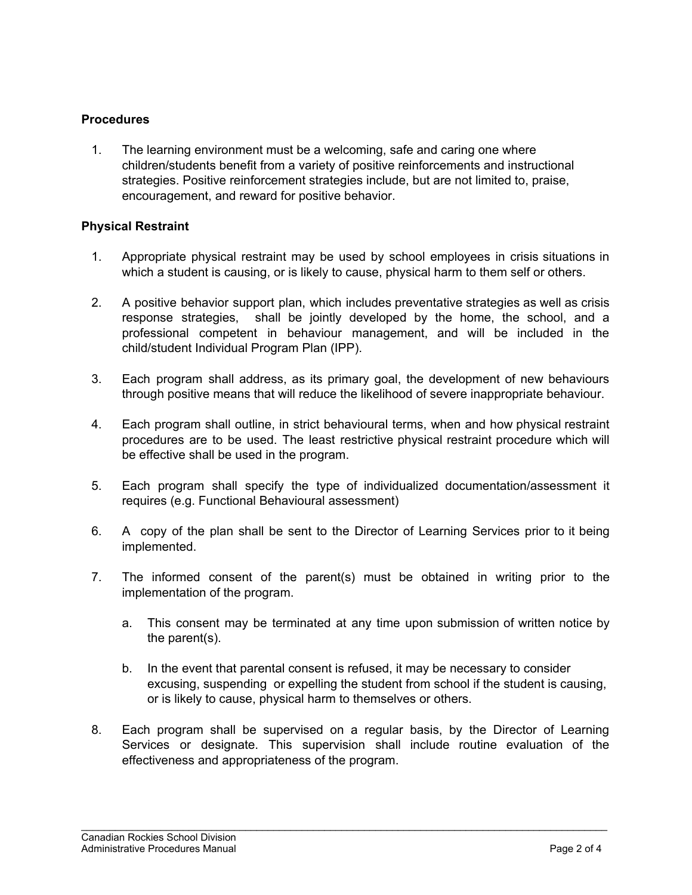**Procedures**

1. The learning environment must be a welcoming, safe and caring one where children/students benefit from a variety of positive reinforcements and instructional strategies. Positive reinforcement strategies include, but are not limited to, praise, encouragement, and reward for positive behavior.

**Physical Restraint**

1. Appropriate physical restraint may be used by school employees in crisis situations in which a student is causing, or is likely to cause, physical harm to them self or others.

2. A positive behavior support plan, which includes preventative strategies as well as crisis response strategies, shall be jointly developed by the home, the school, and a professional competent in behaviour management, and will be included in the child/student Individual Program Plan (IPP).

3. Each program shall address, as its primary goal, the development of new behaviours through positive means that will reduce the likelihood of severe inappropriate behaviour.

4. Each program shall outline, in strict behavioural terms, when and how physical restraint procedures are to be used. The least restrictive physical restraint procedure which will be effective shall be used in the program.

5. Each program shall specify the type of individualized documentation/assessment it requires (e.g. Functional Behavioural assessment)

6. A copy of the plan shall be sent to the Director of Learning Services prior to it being implemented.

7. The informed consent of the parent(s) must be obtained in writing prior to the implementation of the program.

   a. This consent may be terminated at any time upon submission of written notice by the parent(s).

   b. In the event that parental consent is refused, it may be necessary to consider excusing, suspending or expelling the student from school if the student is causing, or is likely to cause, physical harm to themselves or others.

8. Each program shall be supervised on a regular basis, by the Director of Learning Services or designate. This supervision shall include routine evaluation of the effectiveness and appropriateness of the program.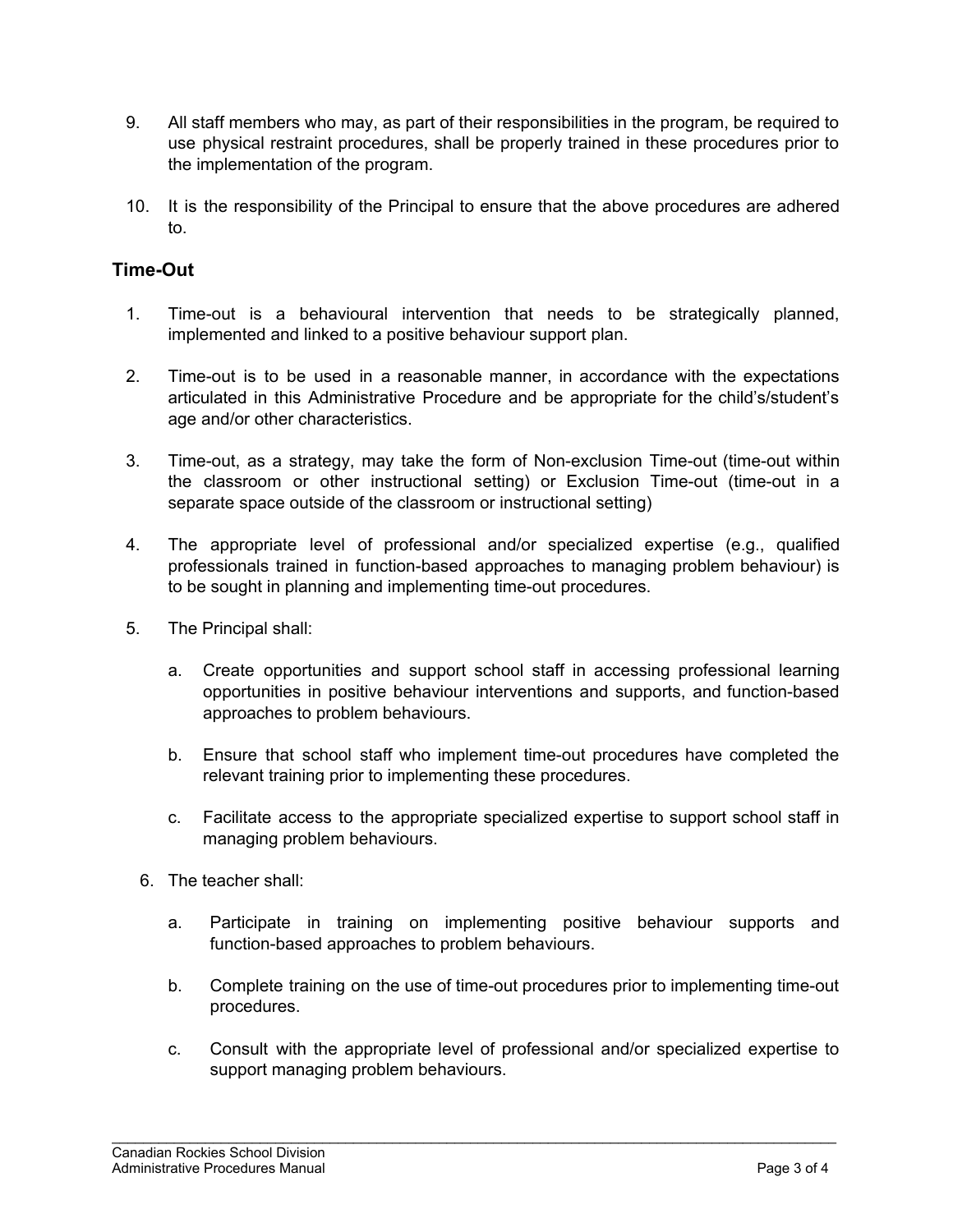9. All staff members who may, as part of their responsibilities in the program, be required to use physical restraint procedures, shall be properly trained in these procedures prior to the implementation of the program.

10. It is the responsibility of the Principal to ensure that the above procedures are adhered to.

## Time-Out

1. Time-out is a behavioural intervention that needs to be strategically planned, implemented and linked to a positive behaviour support plan.

2. Time-out is to be used in a reasonable manner, in accordance with the expectations articulated in this Administrative Procedure and be appropriate for the child's/student's age and/or other characteristics.

3. Time-out, as a strategy, may take the form of Non-exclusion Time-out (time-out within the classroom or other instructional setting) or Exclusion Time-out (time-out in a separate space outside of the classroom or instructional setting)

4. The appropriate level of professional and/or specialized expertise (e.g., qualified professionals trained in function-based approaches to managing problem behaviour) is to be sought in planning and implementing time-out procedures.

5. The Principal shall:

    a. Create opportunities and support school staff in accessing professional learning opportunities in positive behaviour interventions and supports, and function-based approaches to problem behaviours.

    b. Ensure that school staff who implement time-out procedures have completed the relevant training prior to implementing these procedures.

    c. Facilitate access to the appropriate specialized expertise to support school staff in managing problem behaviours.

6. The teacher shall:

    a. Participate in training on implementing positive behaviour supports and function-based approaches to problem behaviours.

    b. Complete training on the use of time-out procedures prior to implementing time-out procedures.

    c. Consult with the appropriate level of professional and/or specialized expertise to support managing problem behaviours.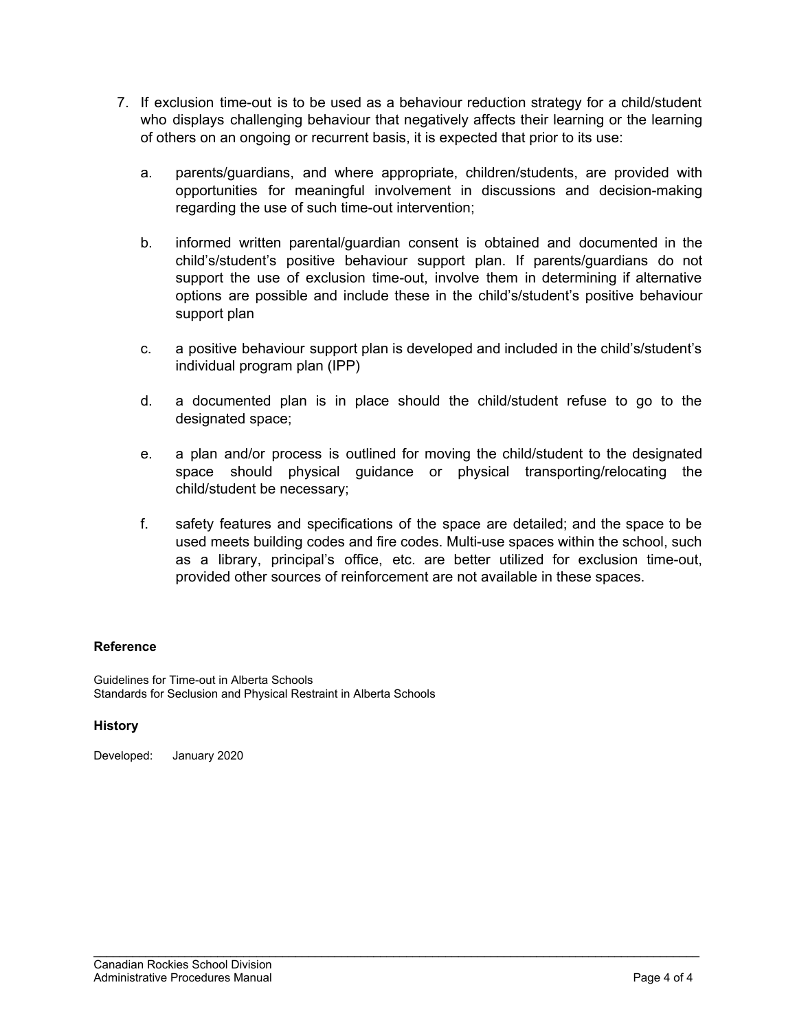7. If exclusion time-out is to be used as a behaviour reduction strategy for a child/student who displays challenging behaviour that negatively affects their learning or the learning of others on an ongoing or recurrent basis, it is expected that prior to its use:

   a. parents/guardians, and where appropriate, children/students, are provided with opportunities for meaningful involvement in discussions and decision-making regarding the use of such time-out intervention;

   b. informed written parental/guardian consent is obtained and documented in the child's/student's positive behaviour support plan. If parents/guardians do not support the use of exclusion time-out, involve them in determining if alternative options are possible and include these in the child's/student's positive behaviour support plan

   c. a positive behaviour support plan is developed and included in the child's/student's individual program plan (IPP)

   d. a documented plan is in place should the child/student refuse to go to the designated space;

   e. a plan and/or process is outlined for moving the child/student to the designated space should physical guidance or physical transporting/relocating the child/student be necessary;

   f. safety features and specifications of the space are detailed; and the space to be used meets building codes and fire codes. Multi-use spaces within the school, such as a library, principal's office, etc. are better utilized for exclusion time-out, provided other sources of reinforcement are not available in these spaces.

**Reference**

Guidelines for Time-out in Alberta Schools
Standards for Seclusion and Physical Restraint in Alberta Schools

**History**

Developed: January 2020